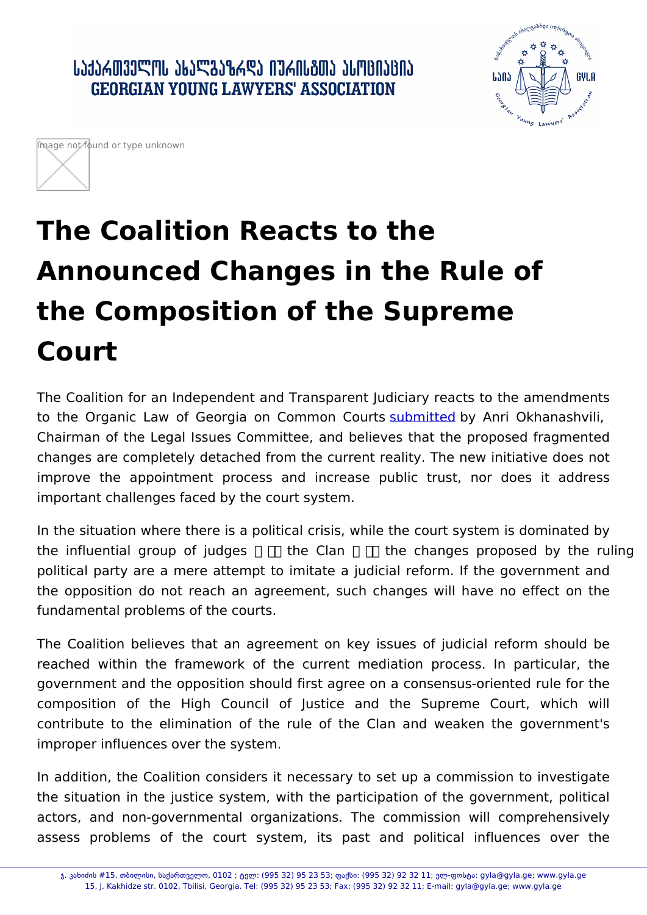# The Coalition Reacts to the Announced Changes in the Rule of the Composition of the Supreme Court

The Coalition for an Independent and Transparent Judiciary reacts to the amendments to the Organic Law of Georgia on Common Courts submitted by Anri Okhanashvili, Chairman of the Legal Issues Committee, and believes that the proposed fragmented changes are completely detached from the current reality. The new initiative does not improve the appointment process and increase public trust, nor does it address important challenges faced by the court system.

In the situation where there is a political crisis, while the court system is dominated by the influential group of judges – the Clan – the changes proposed by the ruling political party are a mere attempt to imitate a judicial reform. If the government and the opposition do not reach an agreement, such changes will have no effect on the fundamental problems of the courts.

The Coalition believes that an agreement on key issues of judicial reform should be reached within the framework of the current mediation process. In particular, the government and the opposition should first agree on a consensus-oriented rule for the composition of the High Council of Justice and the Supreme Court, which will contribute to the elimination of the rule of the Clan and weaken the government's improper influences over the system.

In addition, the Coalition considers it necessary to set up a commission to investigate the situation in the justice system, with the participation of the government, political actors, and non-governmental organizations. The commission will comprehensively assess problems of the court system, its past and political influences over the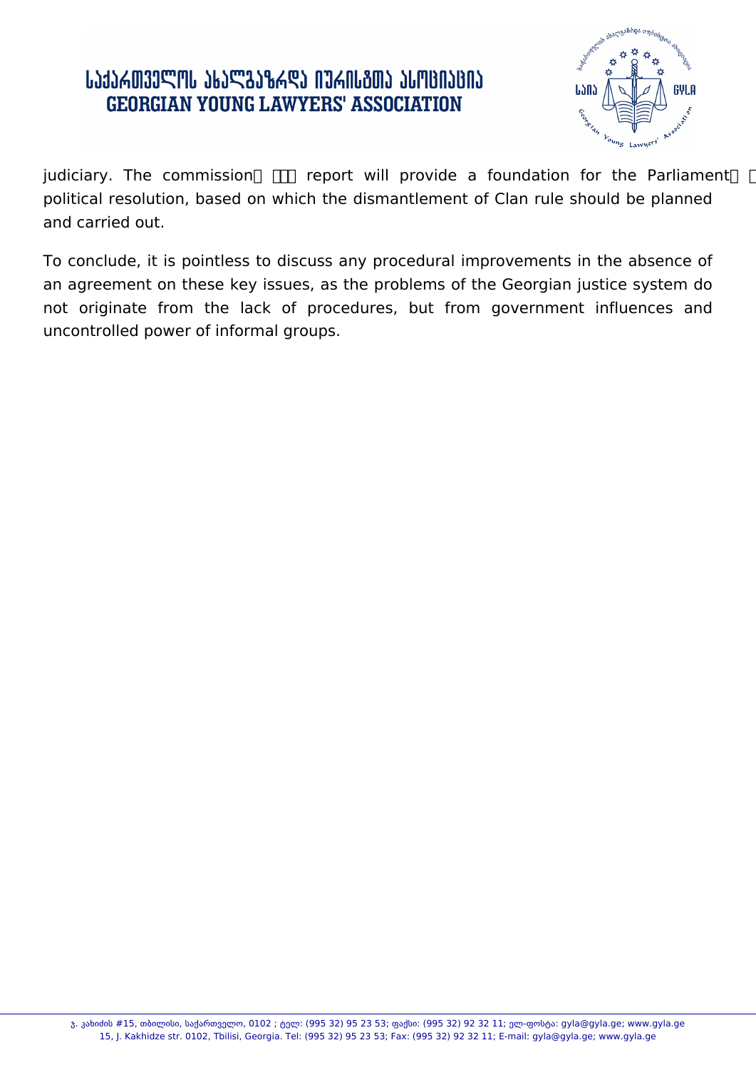judiciary. The commission report will provide a foundation for the Parliament political resolution, based on which the dismantlement of Clan rule should be planned and carried out.

To conclude, it is pointless to discuss any procedural improvements in the absence of an agreement on these key issues, as the problems of the Georgian justice system do not originate from the lack of procedures, but from government influences and uncontrolled power of informal groups.